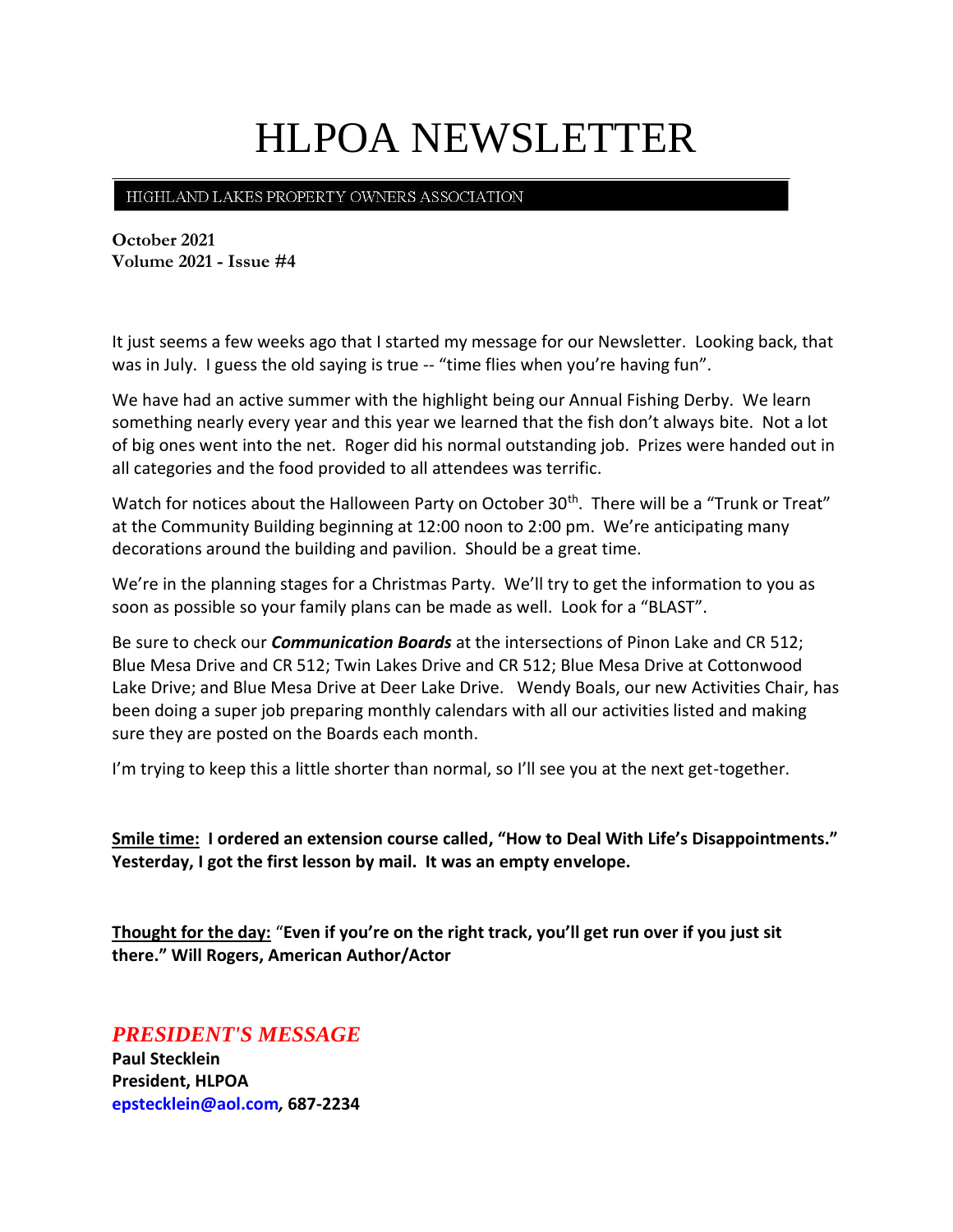# HLPOA NEWSLETTER

HIGHLAND LAKES PROPERTY OWNERS ASSOCIATION

**October 2021**
**Volume 2021 - Issue #4**

It just seems a few weeks ago that I started my message for our Newsletter. Looking back, that was in July. I guess the old saying is true -- "time flies when you're having fun".

We have had an active summer with the highlight being our Annual Fishing Derby. We learn something nearly every year and this year we learned that the fish don't always bite. Not a lot of big ones went into the net. Roger did his normal outstanding job. Prizes were handed out in all categories and the food provided to all attendees was terrific.

Watch for notices about the Halloween Party on October 30th. There will be a "Trunk or Treat" at the Community Building beginning at 12:00 noon to 2:00 pm. We're anticipating many decorations around the building and pavilion. Should be a great time.

We're in the planning stages for a Christmas Party. We'll try to get the information to you as soon as possible so your family plans can be made as well. Look for a "BLAST".

Be sure to check our ***Communication Boards*** at the intersections of Pinon Lake and CR 512; Blue Mesa Drive and CR 512; Twin Lakes Drive and CR 512; Blue Mesa Drive at Cottonwood Lake Drive; and Blue Mesa Drive at Deer Lake Drive. Wendy Boals, our new Activities Chair, has been doing a super job preparing monthly calendars with all our activities listed and making sure they are posted on the Boards each month.

I'm trying to keep this a little shorter than normal, so I'll see you at the next get-together.

**<u>Smile time:</u> I ordered an extension course called, "How to Deal With Life's Disappointments." Yesterday, I got the first lesson by mail. It was an empty envelope.**

**<u>Thought for the day:</u> "Even if you're on the right track, you'll get run over if you just sit there." Will Rogers, American Author/Actor**

## *PRESIDENT'S MESSAGE*

**Paul Stecklein**
**President, HLPOA**
**epstecklein@aol.com, 687-2234**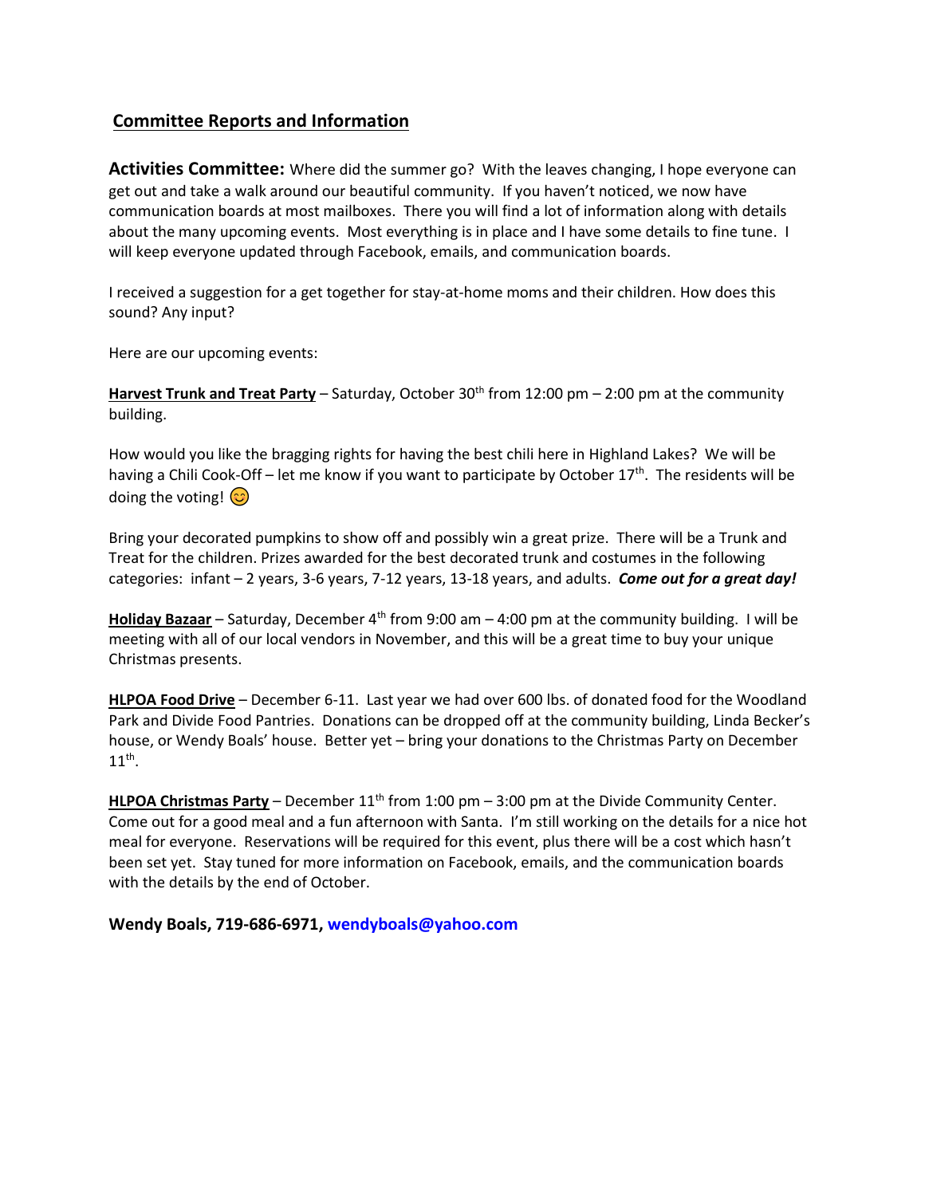## Committee Reports and Information

**Activities Committee:** Where did the summer go? With the leaves changing, I hope everyone can get out and take a walk around our beautiful community. If you haven't noticed, we now have communication boards at most mailboxes. There you will find a lot of information along with details about the many upcoming events. Most everything is in place and I have some details to fine tune. I will keep everyone updated through Facebook, emails, and communication boards.

I received a suggestion for a get together for stay-at-home moms and their children. How does this sound? Any input?

Here are our upcoming events:

**Harvest Trunk and Treat Party** – Saturday, October 30th from 12:00 pm – 2:00 pm at the community building.

How would you like the bragging rights for having the best chili here in Highland Lakes? We will be having a Chili Cook-Off – let me know if you want to participate by October 17th. The residents will be doing the voting! 😊

Bring your decorated pumpkins to show off and possibly win a great prize. There will be a Trunk and Treat for the children. Prizes awarded for the best decorated trunk and costumes in the following categories: infant – 2 years, 3-6 years, 7-12 years, 13-18 years, and adults. ***Come out for a great day!***

**Holiday Bazaar** – Saturday, December 4th from 9:00 am – 4:00 pm at the community building. I will be meeting with all of our local vendors in November, and this will be a great time to buy your unique Christmas presents.

**HLPOA Food Drive** – December 6-11. Last year we had over 600 lbs. of donated food for the Woodland Park and Divide Food Pantries. Donations can be dropped off at the community building, Linda Becker's house, or Wendy Boals' house. Better yet – bring your donations to the Christmas Party on December 11th.

**HLPOA Christmas Party** – December 11th from 1:00 pm – 3:00 pm at the Divide Community Center. Come out for a good meal and a fun afternoon with Santa. I'm still working on the details for a nice hot meal for everyone. Reservations will be required for this event, plus there will be a cost which hasn't been set yet. Stay tuned for more information on Facebook, emails, and the communication boards with the details by the end of October.

**Wendy Boals, 719-686-6971, wendyboals@yahoo.com**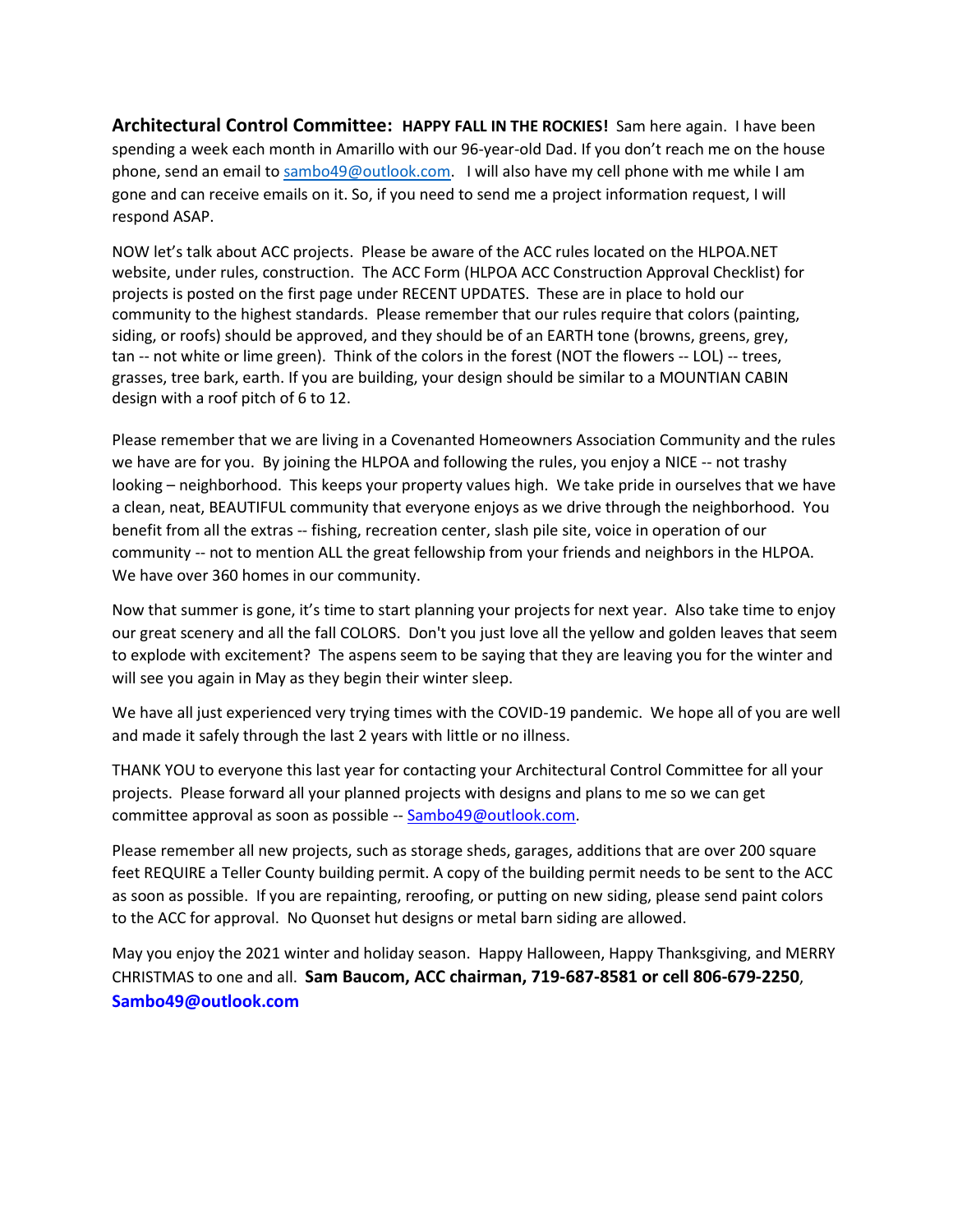**Architectural Control Committee:** **HAPPY FALL IN THE ROCKIES!** Sam here again. I have been spending a week each month in Amarillo with our 96-year-old Dad. If you don't reach me on the house phone, send an email to sambo49@outlook.com. I will also have my cell phone with me while I am gone and can receive emails on it. So, if you need to send me a project information request, I will respond ASAP.

NOW let's talk about ACC projects. Please be aware of the ACC rules located on the HLPOA.NET website, under rules, construction. The ACC Form (HLPOA ACC Construction Approval Checklist) for projects is posted on the first page under RECENT UPDATES. These are in place to hold our community to the highest standards. Please remember that our rules require that colors (painting, siding, or roofs) should be approved, and they should be of an EARTH tone (browns, greens, grey, tan -- not white or lime green). Think of the colors in the forest (NOT the flowers -- LOL) -- trees, grasses, tree bark, earth. If you are building, your design should be similar to a MOUNTIAN CABIN design with a roof pitch of 6 to 12.

Please remember that we are living in a Covenanted Homeowners Association Community and the rules we have are for you. By joining the HLPOA and following the rules, you enjoy a NICE -- not trashy looking – neighborhood. This keeps your property values high. We take pride in ourselves that we have a clean, neat, BEAUTIFUL community that everyone enjoys as we drive through the neighborhood. You benefit from all the extras -- fishing, recreation center, slash pile site, voice in operation of our community -- not to mention ALL the great fellowship from your friends and neighbors in the HLPOA. We have over 360 homes in our community.

Now that summer is gone, it's time to start planning your projects for next year. Also take time to enjoy our great scenery and all the fall COLORS. Don't you just love all the yellow and golden leaves that seem to explode with excitement? The aspens seem to be saying that they are leaving you for the winter and will see you again in May as they begin their winter sleep.

We have all just experienced very trying times with the COVID-19 pandemic. We hope all of you are well and made it safely through the last 2 years with little or no illness.

THANK YOU to everyone this last year for contacting your Architectural Control Committee for all your projects. Please forward all your planned projects with designs and plans to me so we can get committee approval as soon as possible -- Sambo49@outlook.com.

Please remember all new projects, such as storage sheds, garages, additions that are over 200 square feet REQUIRE a Teller County building permit. A copy of the building permit needs to be sent to the ACC as soon as possible. If you are repainting, reroofing, or putting on new siding, please send paint colors to the ACC for approval. No Quonset hut designs or metal barn siding are allowed.

May you enjoy the 2021 winter and holiday season. Happy Halloween, Happy Thanksgiving, and MERRY CHRISTMAS to one and all. **Sam Baucom, ACC chairman, 719-687-8581 or cell 806-679-2250**, **Sambo49@outlook.com**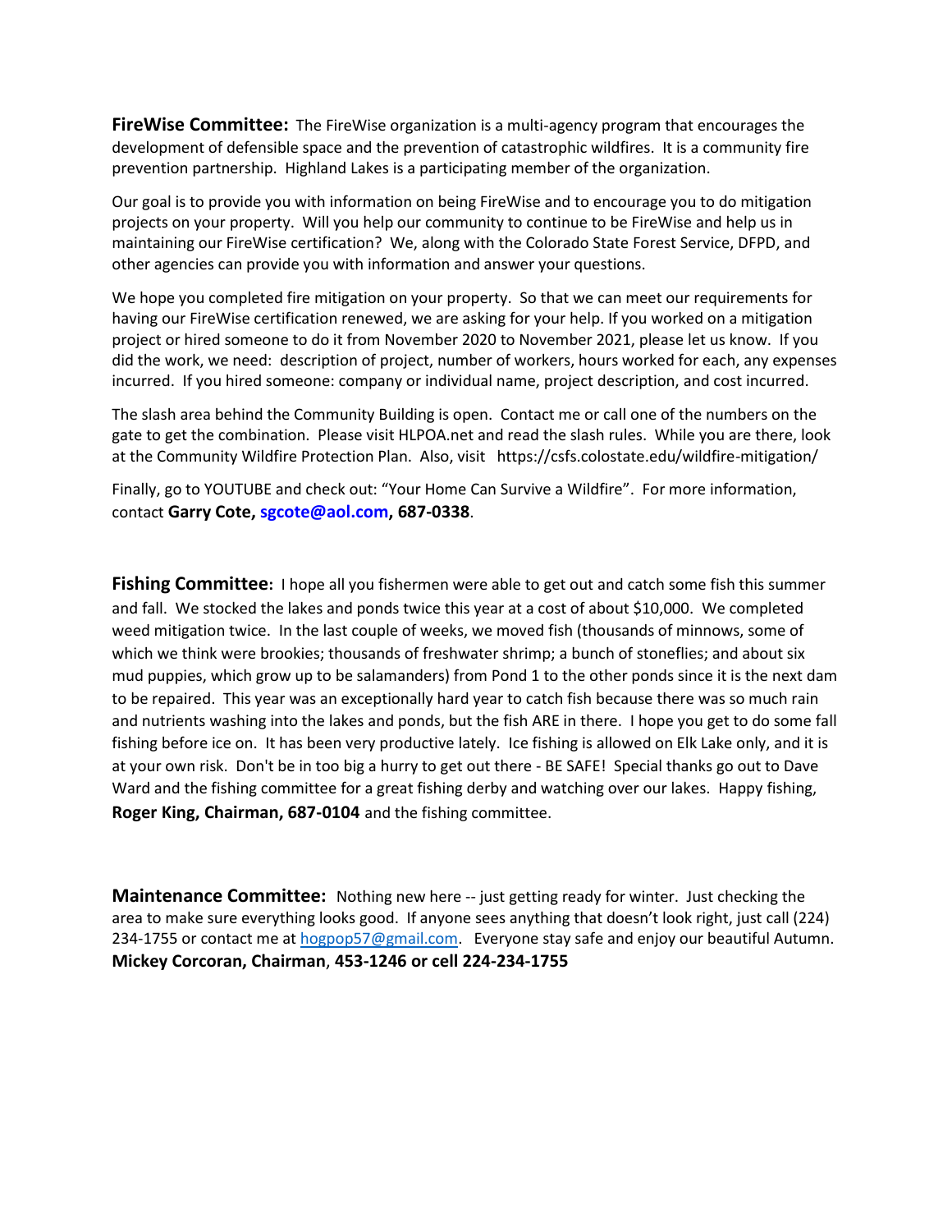**FireWise Committee:** The FireWise organization is a multi-agency program that encourages the development of defensible space and the prevention of catastrophic wildfires. It is a community fire prevention partnership. Highland Lakes is a participating member of the organization.

Our goal is to provide you with information on being FireWise and to encourage you to do mitigation projects on your property. Will you help our community to continue to be FireWise and help us in maintaining our FireWise certification? We, along with the Colorado State Forest Service, DFPD, and other agencies can provide you with information and answer your questions.

We hope you completed fire mitigation on your property. So that we can meet our requirements for having our FireWise certification renewed, we are asking for your help. If you worked on a mitigation project or hired someone to do it from November 2020 to November 2021, please let us know. If you did the work, we need: description of project, number of workers, hours worked for each, any expenses incurred. If you hired someone: company or individual name, project description, and cost incurred.

The slash area behind the Community Building is open. Contact me or call one of the numbers on the gate to get the combination. Please visit HLPOA.net and read the slash rules. While you are there, look at the Community Wildfire Protection Plan. Also, visit https://csfs.colostate.edu/wildfire-mitigation/

Finally, go to YOUTUBE and check out: "Your Home Can Survive a Wildfire". For more information, contact **Garry Cote, sgcote@aol.com, 687-0338**.

**Fishing Committee:** I hope all you fishermen were able to get out and catch some fish this summer and fall. We stocked the lakes and ponds twice this year at a cost of about $10,000. We completed weed mitigation twice. In the last couple of weeks, we moved fish (thousands of minnows, some of which we think were brookies; thousands of freshwater shrimp; a bunch of stoneflies; and about six mud puppies, which grow up to be salamanders) from Pond 1 to the other ponds since it is the next dam to be repaired. This year was an exceptionally hard year to catch fish because there was so much rain and nutrients washing into the lakes and ponds, but the fish ARE in there. I hope you get to do some fall fishing before ice on. It has been very productive lately. Ice fishing is allowed on Elk Lake only, and it is at your own risk. Don't be in too big a hurry to get out there - BE SAFE! Special thanks go out to Dave Ward and the fishing committee for a great fishing derby and watching over our lakes. Happy fishing, **Roger King, Chairman, 687-0104** and the fishing committee.

**Maintenance Committee:** Nothing new here -- just getting ready for winter. Just checking the area to make sure everything looks good. If anyone sees anything that doesn't look right, just call (224) 234-1755 or contact me at hogpop57@gmail.com. Everyone stay safe and enjoy our beautiful Autumn. **Mickey Corcoran, Chairman**, **453-1246 or cell 224-234-1755**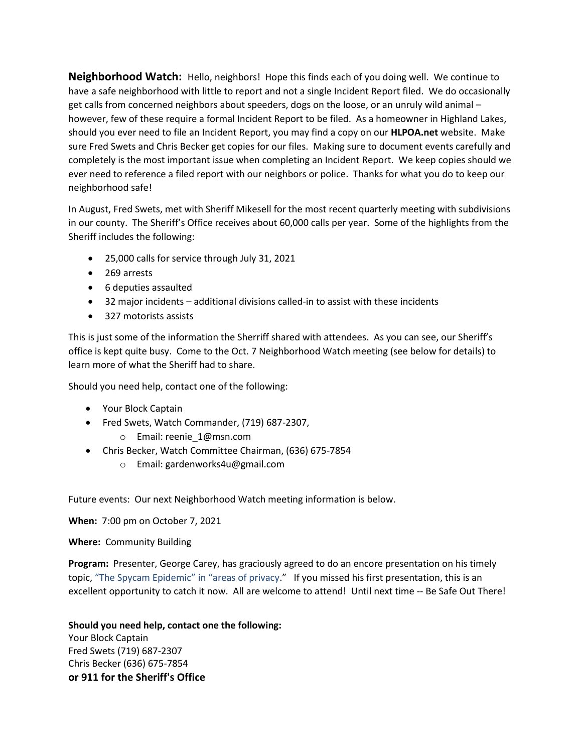**Neighborhood Watch:** Hello, neighbors! Hope this finds each of you doing well. We continue to have a safe neighborhood with little to report and not a single Incident Report filed. We do occasionally get calls from concerned neighbors about speeders, dogs on the loose, or an unruly wild animal – however, few of these require a formal Incident Report to be filed. As a homeowner in Highland Lakes, should you ever need to file an Incident Report, you may find a copy on our **HLPOA.net** website. Make sure Fred Swets and Chris Becker get copies for our files. Making sure to document events carefully and completely is the most important issue when completing an Incident Report. We keep copies should we ever need to reference a filed report with our neighbors or police. Thanks for what you do to keep our neighborhood safe!

In August, Fred Swets, met with Sheriff Mikesell for the most recent quarterly meeting with subdivisions in our county. The Sheriff's Office receives about 60,000 calls per year. Some of the highlights from the Sheriff includes the following:

- 25,000 calls for service through July 31, 2021
- 269 arrests
- 6 deputies assaulted
- 32 major incidents – additional divisions called-in to assist with these incidents
- 327 motorists assists

This is just some of the information the Sherriff shared with attendees. As you can see, our Sheriff's office is kept quite busy. Come to the Oct. 7 Neighborhood Watch meeting (see below for details) to learn more of what the Sheriff had to share.

Should you need help, contact one of the following:

- Your Block Captain
- Fred Swets, Watch Commander, (719) 687-2307,
    - Email: reenie_1@msn.com
- Chris Becker, Watch Committee Chairman, (636) 675-7854
    - Email: gardenworks4u@gmail.com

Future events: Our next Neighborhood Watch meeting information is below.

**When:** 7:00 pm on October 7, 2021

**Where:** Community Building

**Program:** Presenter, George Carey, has graciously agreed to do an encore presentation on his timely topic, "The Spycam Epidemic" in "areas of privacy." If you missed his first presentation, this is an excellent opportunity to catch it now. All are welcome to attend! Until next time -- Be Safe Out There!

**Should you need help, contact one the following:**
Your Block Captain
Fred Swets (719) 687-2307
Chris Becker (636) 675-7854
**or 911 for the Sheriff's Office**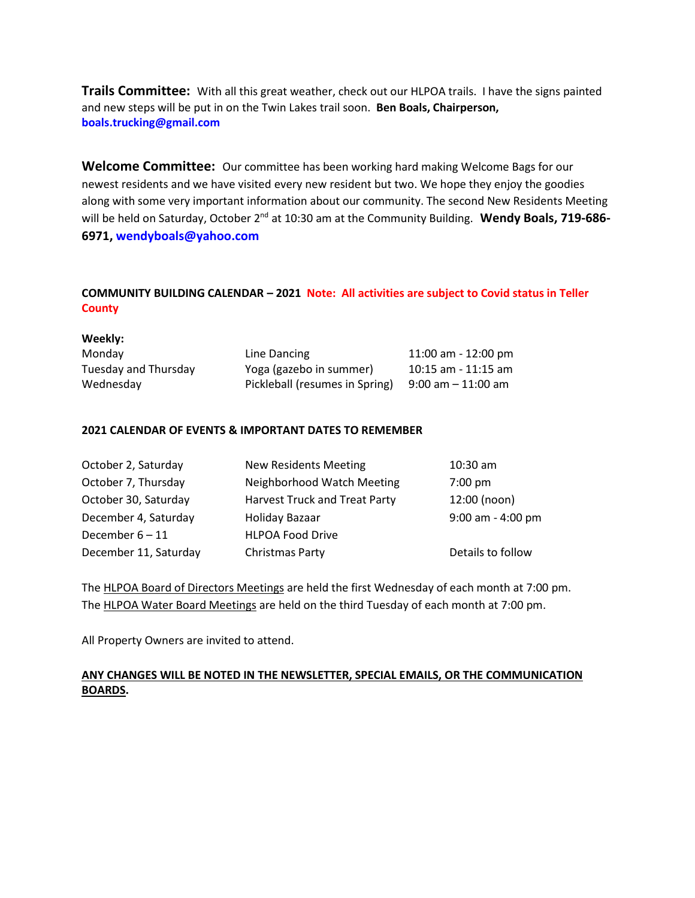**Trails Committee:** With all this great weather, check out our HLPOA trails. I have the signs painted and new steps will be put in on the Twin Lakes trail soon. **Ben Boals, Chairperson, boals.trucking@gmail.com**

**Welcome Committee:** Our committee has been working hard making Welcome Bags for our newest residents and we have visited every new resident but two. We hope they enjoy the goodies along with some very important information about our community. The second New Residents Meeting will be held on Saturday, October 2nd at 10:30 am at the Community Building. **Wendy Boals, 719-686-6971, wendyboals@yahoo.com**

**COMMUNITY BUILDING CALENDAR – 2021 Note: All activities are subject to Covid status in Teller County**

**Weekly:**

| | | |
|---|---|---|
| Monday | Line Dancing | 11:00 am - 12:00 pm |
| Tuesday and Thursday | Yoga (gazebo in summer) | 10:15 am - 11:15 am |
| Wednesday | Pickleball (resumes in Spring) | 9:00 am – 11:00 am |

**2021 CALENDAR OF EVENTS & IMPORTANT DATES TO REMEMBER**

| | | |
|---|---|---|
| October 2, Saturday | New Residents Meeting | 10:30 am |
| October 7, Thursday | Neighborhood Watch Meeting | 7:00 pm |
| October 30, Saturday | Harvest Truck and Treat Party | 12:00 (noon) |
| December 4, Saturday | Holiday Bazaar | 9:00 am - 4:00 pm |
| December 6 – 11 | HLPOA Food Drive | |
| December 11, Saturday | Christmas Party | Details to follow |

The HLPOA Board of Directors Meetings are held the first Wednesday of each month at 7:00 pm.
The HLPOA Water Board Meetings are held on the third Tuesday of each month at 7:00 pm.

All Property Owners are invited to attend.

**ANY CHANGES WILL BE NOTED IN THE NEWSLETTER, SPECIAL EMAILS, OR THE COMMUNICATION BOARDS.**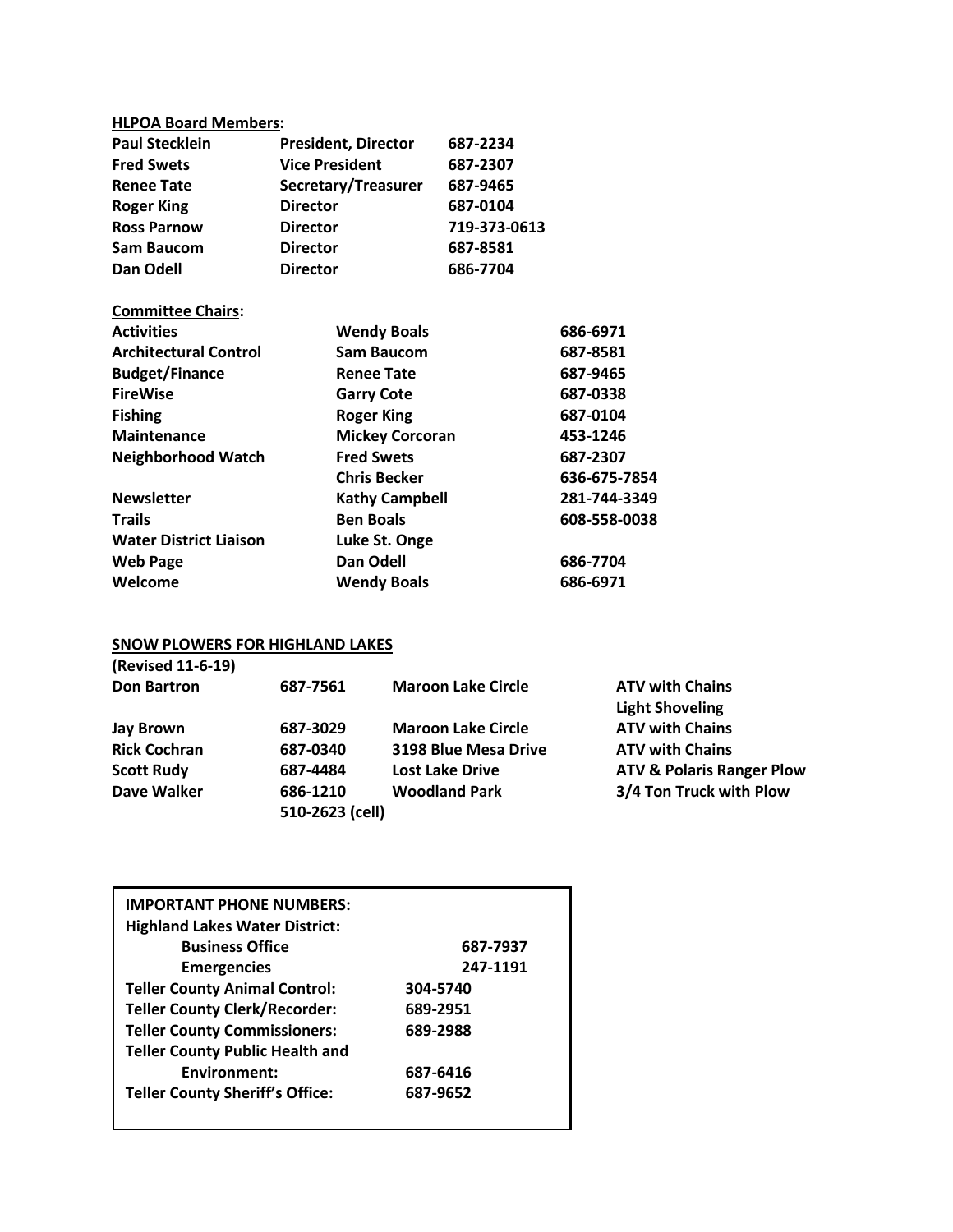**HLPOA Board Members:**

| | | |
|---|---|---|
| **Paul Stecklein** | **President, Director** | **687-2234** |
| **Fred Swets** | **Vice President** | **687-2307** |
| **Renee Tate** | **Secretary/Treasurer** | **687-9465** |
| **Roger King** | **Director** | **687-0104** |
| **Ross Parnow** | **Director** | **719-373-0613** |
| **Sam Baucom** | **Director** | **687-8581** |
| **Dan Odell** | **Director** | **686-7704** |

**Committee Chairs:**

| | | |
|---|---|---|
| **Activities** | **Wendy Boals** | **686-6971** |
| **Architectural Control** | **Sam Baucom** | **687-8581** |
| **Budget/Finance** | **Renee Tate** | **687-9465** |
| **FireWise** | **Garry Cote** | **687-0338** |
| **Fishing** | **Roger King** | **687-0104** |
| **Maintenance** | **Mickey Corcoran** | **453-1246** |
| **Neighborhood Watch** | **Fred Swets** | **687-2307** |
| | **Chris Becker** | **636-675-7854** |
| **Newsletter** | **Kathy Campbell** | **281-744-3349** |
| **Trails** | **Ben Boals** | **608-558-0038** |
| **Water District Liaison** | **Luke St. Onge** | |
| **Web Page** | **Dan Odell** | **686-7704** |
| **Welcome** | **Wendy Boals** | **686-6971** |

**SNOW PLOWERS FOR HIGHLAND LAKES**

**(Revised 11-6-19)**

| | | | |
|---|---|---|---|
| **Don Bartron** | **687-7561** | **Maroon Lake Circle** | **ATV with Chains**<br>**Light Shoveling** |
| **Jay Brown** | **687-3029** | **Maroon Lake Circle** | **ATV with Chains** |
| **Rick Cochran** | **687-0340** | **3198 Blue Mesa Drive** | **ATV with Chains** |
| **Scott Rudy** | **687-4484** | **Lost Lake Drive** | **ATV & Polaris Ranger Plow** |
| **Dave Walker** | **686-1210**<br>**510-2623 (cell)** | **Woodland Park** | **3/4 Ton Truck with Plow** |

**IMPORTANT PHONE NUMBERS:**

| | |
|---|---|
| **Highland Lakes Water District:** | |
| **Business Office** | **687-7937** |
| **Emergencies** | **247-1191** |
| **Teller County Animal Control:** | **304-5740** |
| **Teller County Clerk/Recorder:** | **689-2951** |
| **Teller County Commissioners:** | **689-2988** |
| **Teller County Public Health and Environment:** | **687-6416** |
| **Teller County Sheriff's Office:** | **687-9652** |